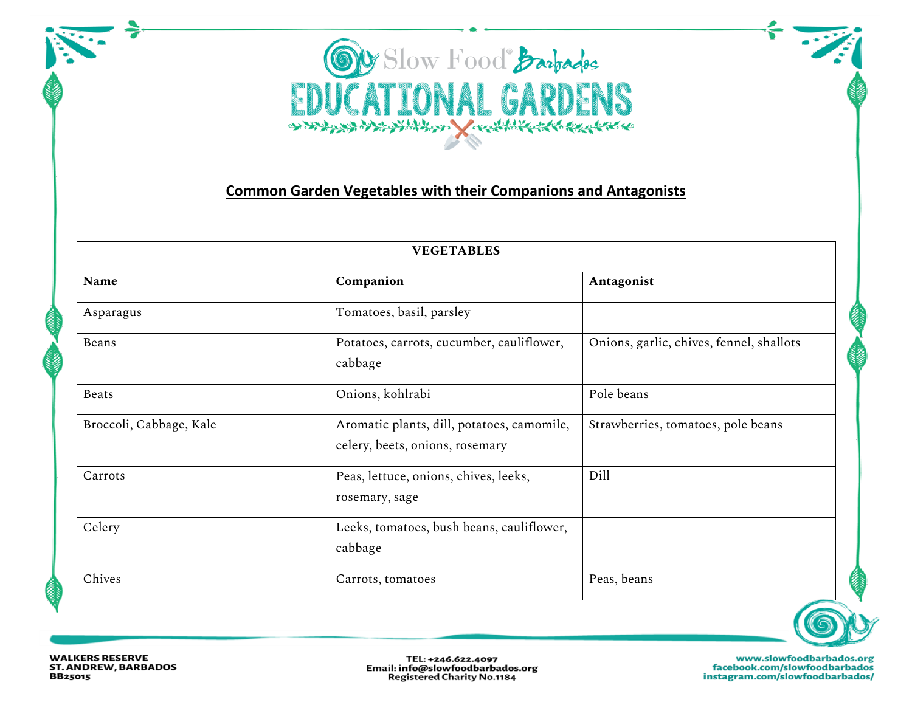# Slow Food® Barbados EDUCATIONAL GARDENS

## Common Garden Vegetables with their Companions and Antagonists

| VEGETABLES | | |
|---|---|---|
| **Name** | **Companion** | **Antagonist** |
| Asparagus | Tomatoes, basil, parsley | |
| Beans | Potatoes, carrots, cucumber, cauliflower, cabbage | Onions, garlic, chives, fennel, shallots |
| Beats | Onions, kohlrabi | Pole beans |
| Broccoli, Cabbage, Kale | Aromatic plants, dill, potatoes, camomile, celery, beets, onions, rosemary | Strawberries, tomatoes, pole beans |
| Carrots | Peas, lettuce, onions, chives, leeks, rosemary, sage | Dill |
| Celery | Leeks, tomatoes, bush beans, cauliflower, cabbage | |
| Chives | Carrots, tomatoes | Peas, beans |

WALKERS RESERVE
ST. ANDREW, BARBADOS
BB25015

TEL: +246.622.4097
Email: info@slowfoodbarbados.org
Registered Charity No.1184

www.slowfoodbarbados.org
facebook.com/slowfoodbarbados
instagram.com/slowfoodbarbados/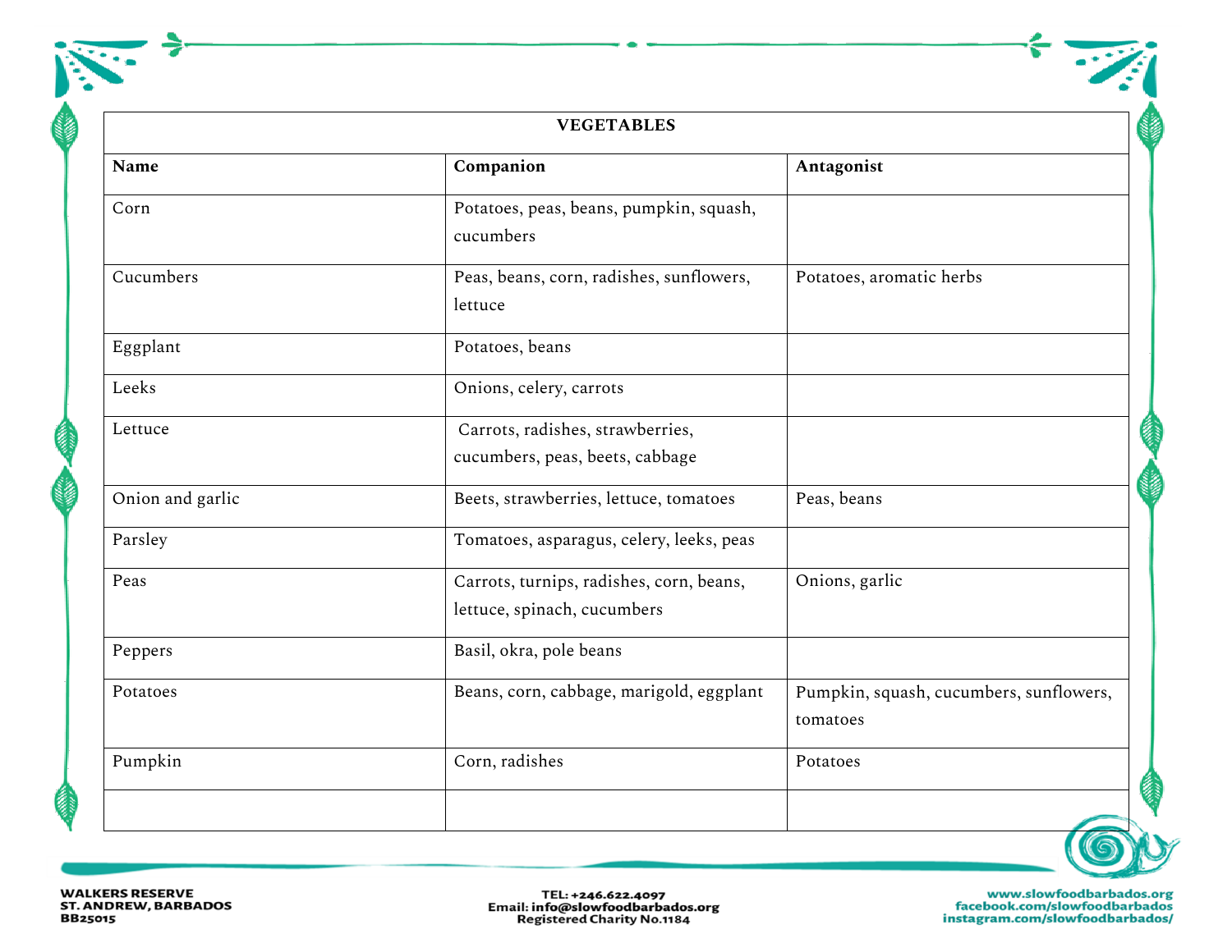| VEGETABLES | | |
|---|---|---|
| **Name** | **Companion** | **Antagonist** |
| Corn | Potatoes, peas, beans, pumpkin, squash, cucumbers | |
| Cucumbers | Peas, beans, corn, radishes, sunflowers, lettuce | Potatoes, aromatic herbs |
| Eggplant | Potatoes, beans | |
| Leeks | Onions, celery, carrots | |
| Lettuce | Carrots, radishes, strawberries, cucumbers, peas, beets, cabbage | |
| Onion and garlic | Beets, strawberries, lettuce, tomatoes | Peas, beans |
| Parsley | Tomatoes, asparagus, celery, leeks, peas | |
| Peas | Carrots, turnips, radishes, corn, beans, lettuce, spinach, cucumbers | Onions, garlic |
| Peppers | Basil, okra, pole beans | |
| Potatoes | Beans, corn, cabbage, marigold, eggplant | Pumpkin, squash, cucumbers, sunflowers, tomatoes |
| Pumpkin | Corn, radishes | Potatoes |
| | | |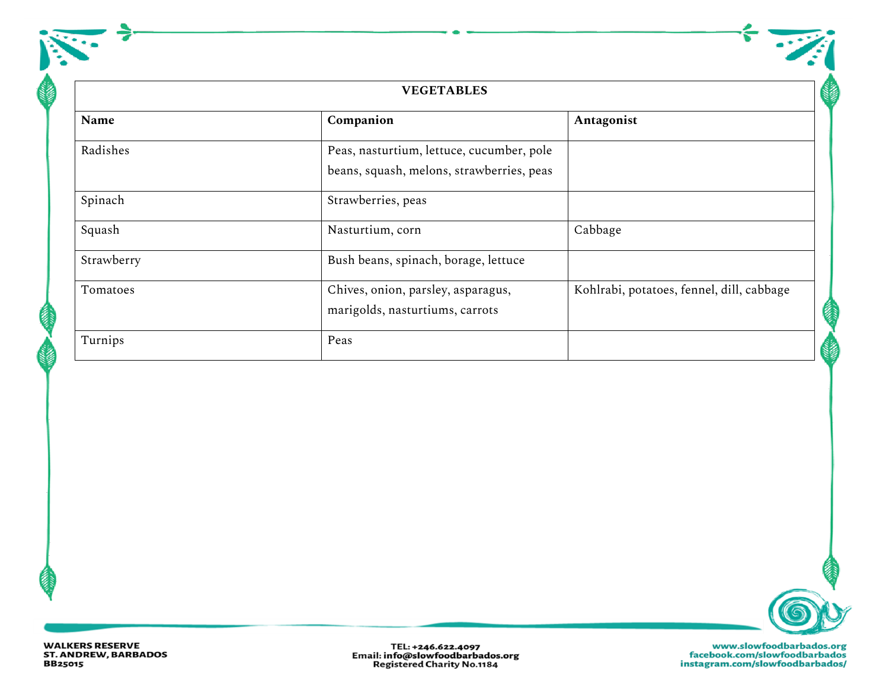| VEGETABLES | | |
|---|---|---|
| **Name** | **Companion** | **Antagonist** |
| Radishes | Peas, nasturtium, lettuce, cucumber, pole beans, squash, melons, strawberries, peas | |
| Spinach | Strawberries, peas | |
| Squash | Nasturtium, corn | Cabbage |
| Strawberry | Bush beans, spinach, borage, lettuce | |
| Tomatoes | Chives, onion, parsley, asparagus, marigolds, nasturtiums, carrots | Kohlrabi, potatoes, fennel, dill, cabbage |
| Turnips | Peas | |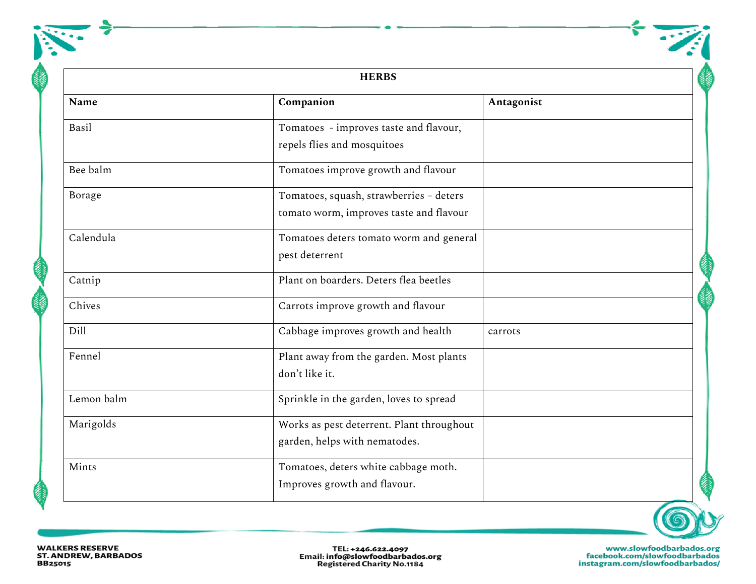| HERBS | | |
|---|---|---|
| **Name** | **Companion** | **Antagonist** |
| Basil | Tomatoes - improves taste and flavour, repels flies and mosquitoes | |
| Bee balm | Tomatoes improve growth and flavour | |
| Borage | Tomatoes, squash, strawberries – deters tomato worm, improves taste and flavour | |
| Calendula | Tomatoes deters tomato worm and general pest deterrent | |
| Catnip | Plant on boarders. Deters flea beetles | |
| Chives | Carrots improve growth and flavour | |
| Dill | Cabbage improves growth and health | carrots |
| Fennel | Plant away from the garden. Most plants don't like it. | |
| Lemon balm | Sprinkle in the garden, loves to spread | |
| Marigolds | Works as pest deterrent. Plant throughout garden, helps with nematodes. | |
| Mints | Tomatoes, deters white cabbage moth. Improves growth and flavour. | |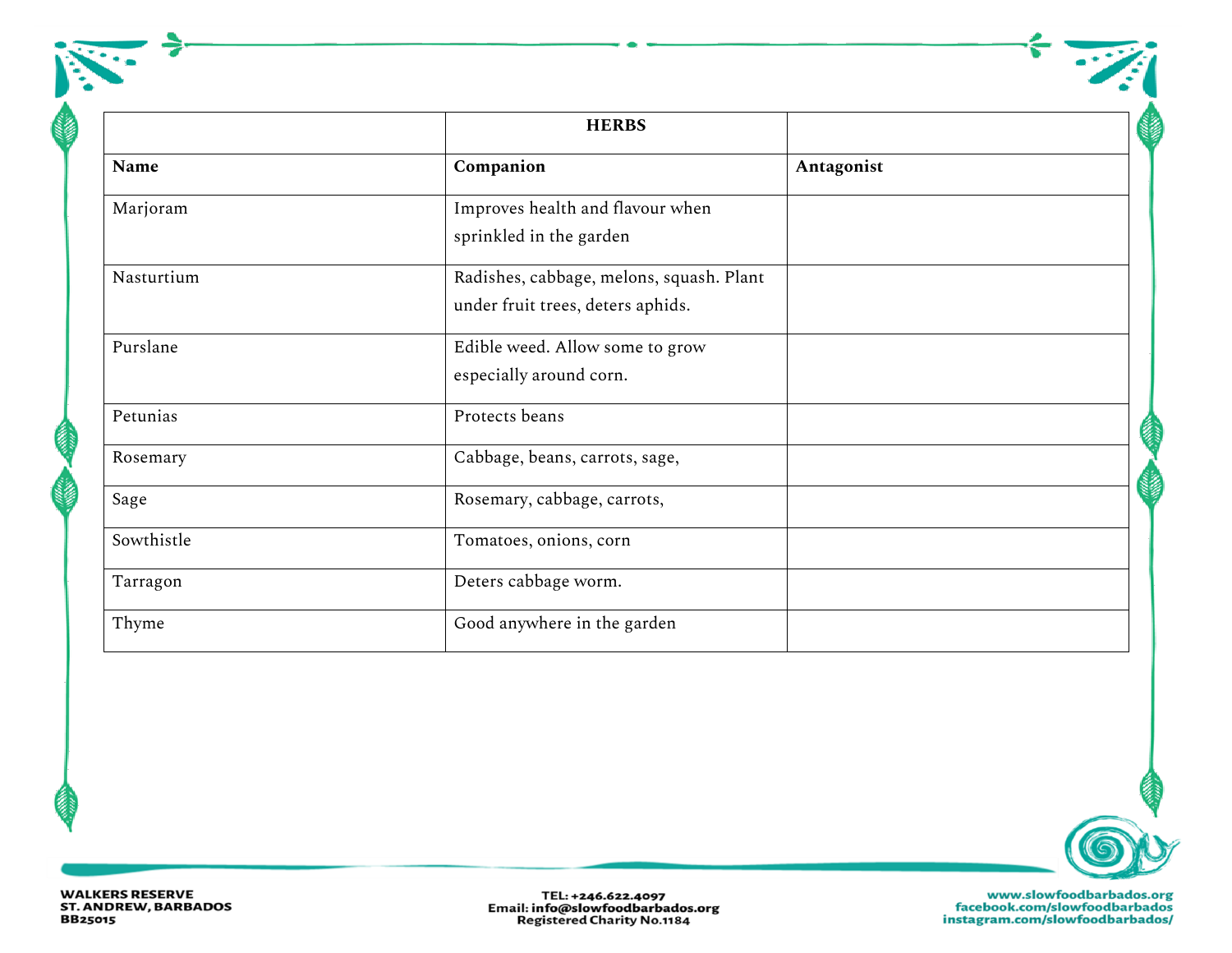| | HERBS | |
|---|---|---|
| **Name** | **Companion** | **Antagonist** |
| Marjoram | Improves health and flavour when sprinkled in the garden | |
| Nasturtium | Radishes, cabbage, melons, squash. Plant under fruit trees, deters aphids. | |
| Purslane | Edible weed. Allow some to grow especially around corn. | |
| Petunias | Protects beans | |
| Rosemary | Cabbage, beans, carrots, sage, | |
| Sage | Rosemary, cabbage, carrots, | |
| Sowthistle | Tomatoes, onions, corn | |
| Tarragon | Deters cabbage worm. | |
| Thyme | Good anywhere in the garden | |